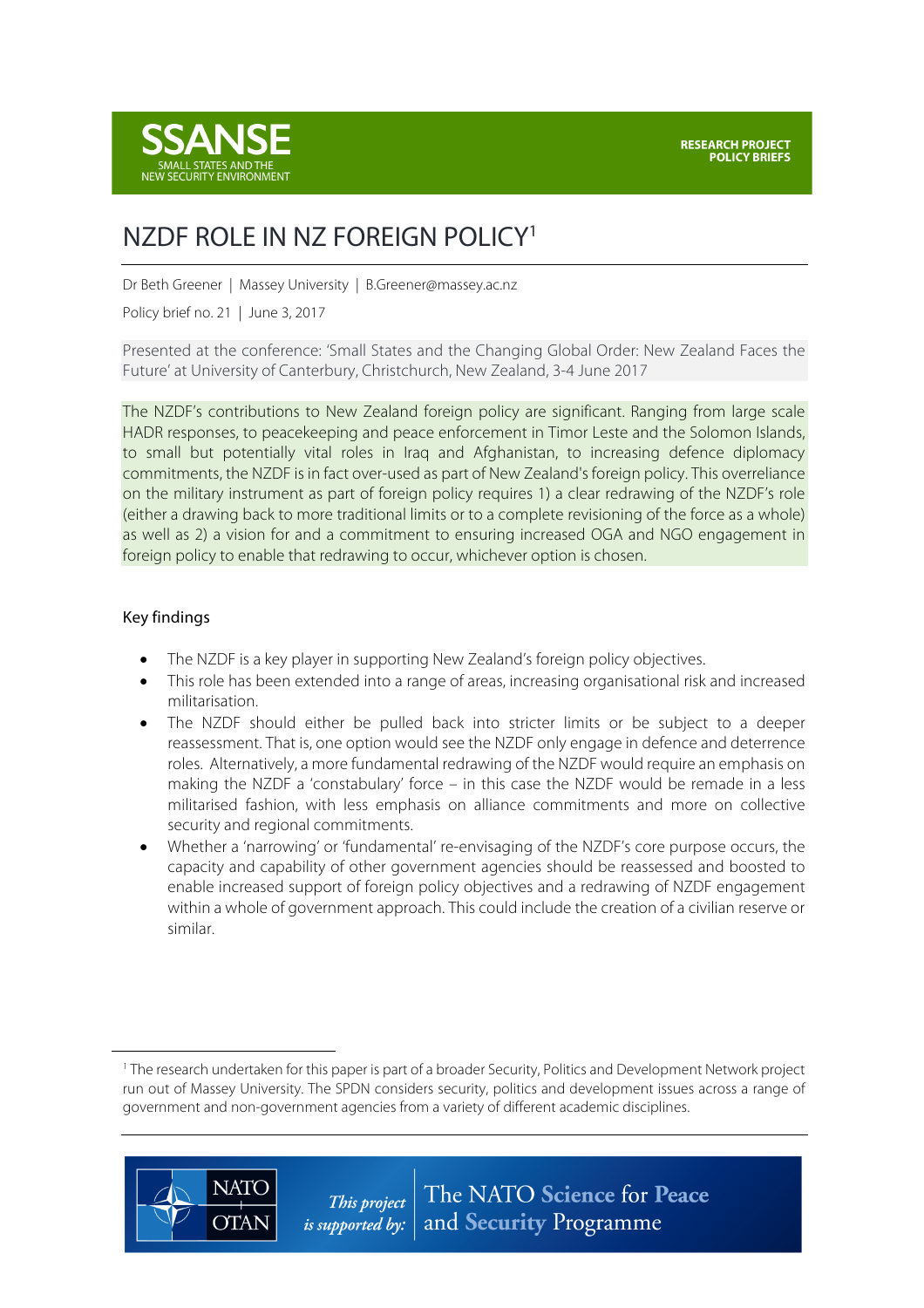SSANSE
SMALL STATES AND THE NEW SECURITY ENVIRONMENT

RESEARCH PROJECT POLICY BRIEFS

# NZDF ROLE IN NZ FOREIGN POLICY[1]

Dr Beth Greener | Massey University | B.Greener@massey.ac.nz

Policy brief no. 21 | June 3, 2017

Presented at the conference: 'Small States and the Changing Global Order: New Zealand Faces the Future' at University of Canterbury, Christchurch, New Zealand, 3-4 June 2017

The NZDF's contributions to New Zealand foreign policy are significant. Ranging from large scale HADR responses, to peacekeeping and peace enforcement in Timor Leste and the Solomon Islands, to small but potentially vital roles in Iraq and Afghanistan, to increasing defence diplomacy commitments, the NZDF is in fact over-used as part of New Zealand's foreign policy. This overreliance on the military instrument as part of foreign policy requires 1) a clear redrawing of the NZDF's role (either a drawing back to more traditional limits or to a complete revisioning of the force as a whole) as well as 2) a vision for and a commitment to ensuring increased OGA and NGO engagement in foreign policy to enable that redrawing to occur, whichever option is chosen.

## Key findings

- The NZDF is a key player in supporting New Zealand's foreign policy objectives.
- This role has been extended into a range of areas, increasing organisational risk and increased militarisation.
- The NZDF should either be pulled back into stricter limits or be subject to a deeper reassessment. That is, one option would see the NZDF only engage in defence and deterrence roles. Alternatively, a more fundamental redrawing of the NZDF would require an emphasis on making the NZDF a 'constabulary' force – in this case the NZDF would be remade in a less militarised fashion, with less emphasis on alliance commitments and more on collective security and regional commitments.
- Whether a 'narrowing' or 'fundamental' re-envisaging of the NZDF's core purpose occurs, the capacity and capability of other government agencies should be reassessed and boosted to enable increased support of foreign policy objectives and a redrawing of NZDF engagement within a whole of government approach. This could include the creation of a civilian reserve or similar.

[1] The research undertaken for this paper is part of a broader Security, Politics and Development Network project run out of Massey University. The SPDN considers security, politics and development issues across a range of government and non-government agencies from a variety of different academic disciplines.

NATO OTAN — This project is supported by: The NATO Science for Peace and Security Programme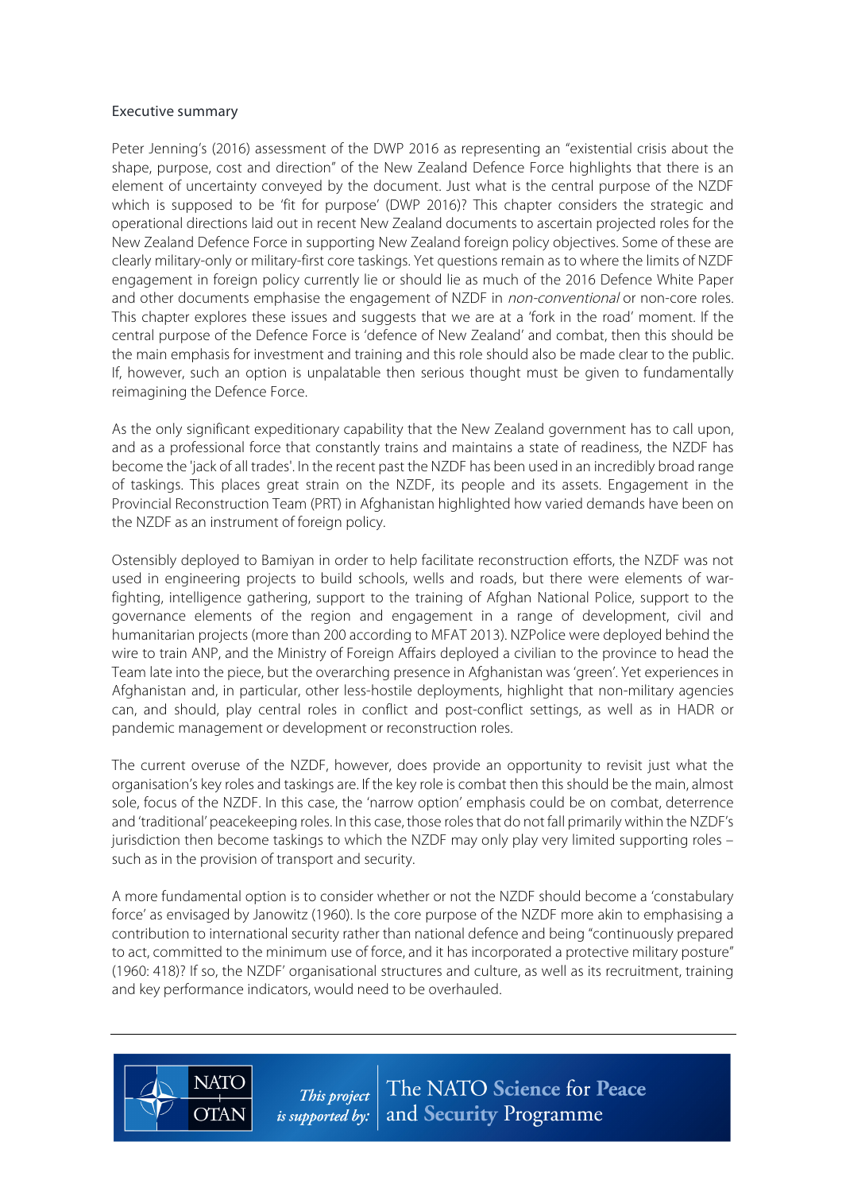## Executive summary

Peter Jenning's (2016) assessment of the DWP 2016 as representing an "existential crisis about the shape, purpose, cost and direction" of the New Zealand Defence Force highlights that there is an element of uncertainty conveyed by the document. Just what is the central purpose of the NZDF which is supposed to be 'fit for purpose' (DWP 2016)? This chapter considers the strategic and operational directions laid out in recent New Zealand documents to ascertain projected roles for the New Zealand Defence Force in supporting New Zealand foreign policy objectives. Some of these are clearly military-only or military-first core taskings. Yet questions remain as to where the limits of NZDF engagement in foreign policy currently lie or should lie as much of the 2016 Defence White Paper and other documents emphasise the engagement of NZDF in *non-conventional* or non-core roles. This chapter explores these issues and suggests that we are at a 'fork in the road' moment. If the central purpose of the Defence Force is 'defence of New Zealand' and combat, then this should be the main emphasis for investment and training and this role should also be made clear to the public. If, however, such an option is unpalatable then serious thought must be given to fundamentally reimagining the Defence Force.

As the only significant expeditionary capability that the New Zealand government has to call upon, and as a professional force that constantly trains and maintains a state of readiness, the NZDF has become the 'jack of all trades'. In the recent past the NZDF has been used in an incredibly broad range of taskings. This places great strain on the NZDF, its people and its assets. Engagement in the Provincial Reconstruction Team (PRT) in Afghanistan highlighted how varied demands have been on the NZDF as an instrument of foreign policy.

Ostensibly deployed to Bamiyan in order to help facilitate reconstruction efforts, the NZDF was not used in engineering projects to build schools, wells and roads, but there were elements of war-fighting, intelligence gathering, support to the training of Afghan National Police, support to the governance elements of the region and engagement in a range of development, civil and humanitarian projects (more than 200 according to MFAT 2013). NZPolice were deployed behind the wire to train ANP, and the Ministry of Foreign Affairs deployed a civilian to the province to head the Team late into the piece, but the overarching presence in Afghanistan was 'green'. Yet experiences in Afghanistan and, in particular, other less-hostile deployments, highlight that non-military agencies can, and should, play central roles in conflict and post-conflict settings, as well as in HADR or pandemic management or development or reconstruction roles.

The current overuse of the NZDF, however, does provide an opportunity to revisit just what the organisation's key roles and taskings are. If the key role is combat then this should be the main, almost sole, focus of the NZDF. In this case, the 'narrow option' emphasis could be on combat, deterrence and 'traditional' peacekeeping roles. In this case, those roles that do not fall primarily within the NZDF's jurisdiction then become taskings to which the NZDF may only play very limited supporting roles – such as in the provision of transport and security.

A more fundamental option is to consider whether or not the NZDF should become a 'constabulary force' as envisaged by Janowitz (1960). Is the core purpose of the NZDF more akin to emphasising a contribution to international security rather than national defence and being "continuously prepared to act, committed to the minimum use of force, and it has incorporated a protective military posture" (1960: 418)? If so, the NZDF' organisational structures and culture, as well as its recruitment, training and key performance indicators, would need to be overhauled.

This project is supported by: The NATO Science for Peace and Security Programme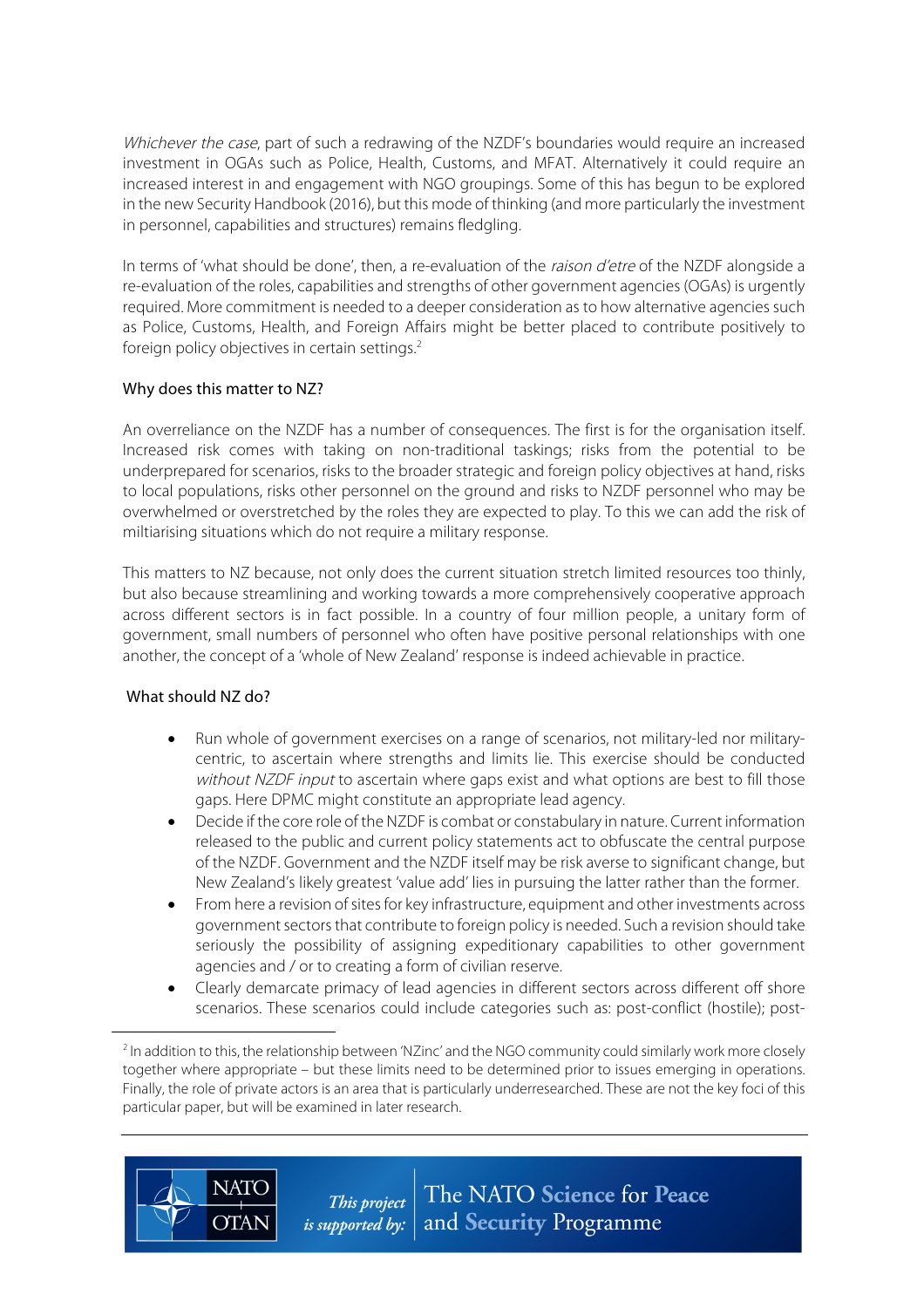*Whichever the case*, part of such a redrawing of the NZDF's boundaries would require an increased investment in OGAs such as Police, Health, Customs, and MFAT. Alternatively it could require an increased interest in and engagement with NGO groupings. Some of this has begun to be explored in the new Security Handbook (2016), but this mode of thinking (and more particularly the investment in personnel, capabilities and structures) remains fledgling.

In terms of 'what should be done', then, a re-evaluation of the *raison d'etre* of the NZDF alongside a re-evaluation of the roles, capabilities and strengths of other government agencies (OGAs) is urgently required. More commitment is needed to a deeper consideration as to how alternative agencies such as Police, Customs, Health, and Foreign Affairs might be better placed to contribute positively to foreign policy objectives in certain settings.[2]

## Why does this matter to NZ?

An overreliance on the NZDF has a number of consequences. The first is for the organisation itself. Increased risk comes with taking on non-traditional taskings; risks from the potential to be underprepared for scenarios, risks to the broader strategic and foreign policy objectives at hand, risks to local populations, risks other personnel on the ground and risks to NZDF personnel who may be overwhelmed or overstretched by the roles they are expected to play. To this we can add the risk of miltiarising situations which do not require a military response.

This matters to NZ because, not only does the current situation stretch limited resources too thinly, but also because streamlining and working towards a more comprehensively cooperative approach across different sectors is in fact possible. In a country of four million people, a unitary form of government, small numbers of personnel who often have positive personal relationships with one another, the concept of a 'whole of New Zealand' response is indeed achievable in practice.

## What should NZ do?

- Run whole of government exercises on a range of scenarios, not military-led nor military-centric, to ascertain where strengths and limits lie. This exercise should be conducted *without NZDF input* to ascertain where gaps exist and what options are best to fill those gaps. Here DPMC might constitute an appropriate lead agency.
- Decide if the core role of the NZDF is combat or constabulary in nature. Current information released to the public and current policy statements act to obfuscate the central purpose of the NZDF. Government and the NZDF itself may be risk averse to significant change, but New Zealand's likely greatest 'value add' lies in pursuing the latter rather than the former.
- From here a revision of sites for key infrastructure, equipment and other investments across government sectors that contribute to foreign policy is needed. Such a revision should take seriously the possibility of assigning expeditionary capabilities to other government agencies and / or to creating a form of civilian reserve.
- Clearly demarcate primacy of lead agencies in different sectors across different off shore scenarios. These scenarios could include categories such as: post-conflict (hostile); post-

[2] In addition to this, the relationship between 'NZinc' and the NGO community could similarly work more closely together where appropriate – but these limits need to be determined prior to issues emerging in operations. Finally, the role of private actors is an area that is particularly underresearched. These are not the key foci of this particular paper, but will be examined in later research.

NATO OTAN *This project is supported by:* The NATO Science for Peace and Security Programme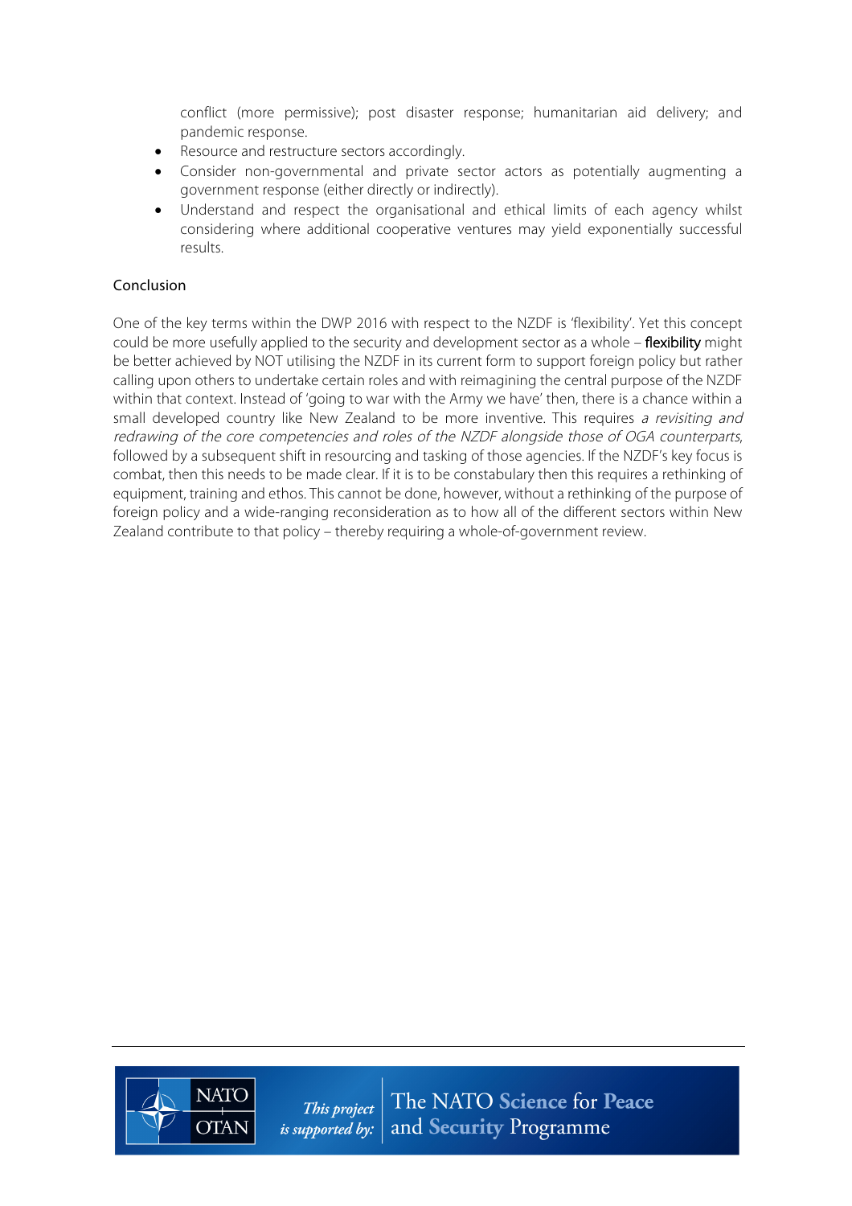conflict (more permissive); post disaster response; humanitarian aid delivery; and pandemic response.

- Resource and restructure sectors accordingly.
- Consider non-governmental and private sector actors as potentially augmenting a government response (either directly or indirectly).
- Understand and respect the organisational and ethical limits of each agency whilst considering where additional cooperative ventures may yield exponentially successful results.

## Conclusion

One of the key terms within the DWP 2016 with respect to the NZDF is 'flexibility'. Yet this concept could be more usefully applied to the security and development sector as a whole – **flexibility** might be better achieved by NOT utilising the NZDF in its current form to support foreign policy but rather calling upon others to undertake certain roles and with reimagining the central purpose of the NZDF within that context. Instead of 'going to war with the Army we have' then, there is a chance within a small developed country like New Zealand to be more inventive. This requires *a revisiting and redrawing of the core competencies and roles of the NZDF alongside those of OGA counterparts*, followed by a subsequent shift in resourcing and tasking of those agencies. If the NZDF's key focus is combat, then this needs to be made clear. If it is to be constabulary then this requires a rethinking of equipment, training and ethos. This cannot be done, however, without a rethinking of the purpose of foreign policy and a wide-ranging reconsideration as to how all of the different sectors within New Zealand contribute to that policy – thereby requiring a whole-of-government review.